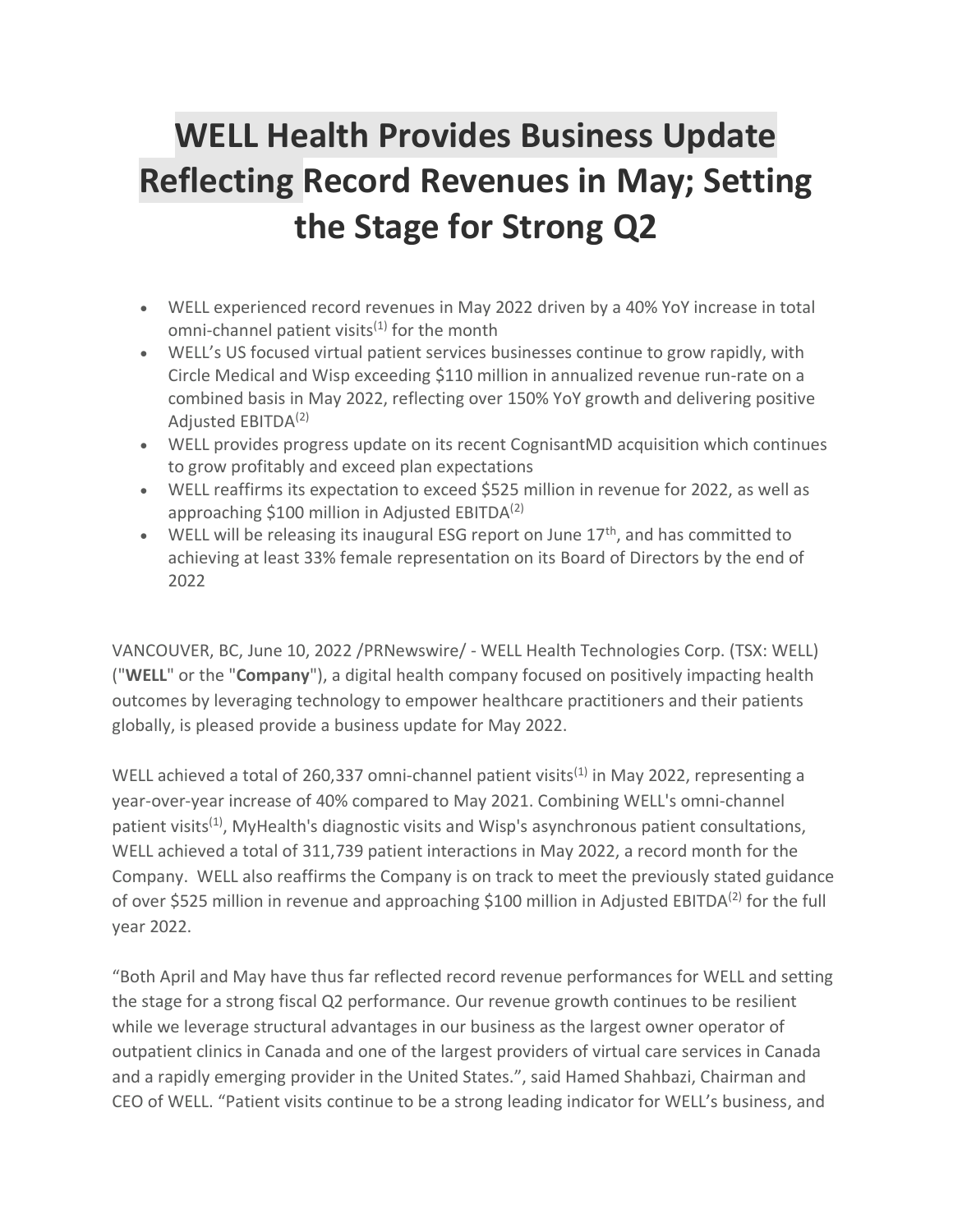# WELL Health Provides Business Update Reflecting Record Revenues in May; Setting the Stage for Strong Q2

- WELL experienced record revenues in May 2022 driven by a 40% YoY increase in total omni-channel patient visits[1] for the month
- WELL's US focused virtual patient services businesses continue to grow rapidly, with Circle Medical and Wisp exceeding $110 million in annualized revenue run-rate on a combined basis in May 2022, reflecting over 150% YoY growth and delivering positive Adjusted EBITDA[2]
- WELL provides progress update on its recent CognisantMD acquisition which continues to grow profitably and exceed plan expectations
- WELL reaffirms its expectation to exceed $525 million in revenue for 2022, as well as approaching $100 million in Adjusted EBITDA[2]
- WELL will be releasing its inaugural ESG report on June 17th, and has committed to achieving at least 33% female representation on its Board of Directors by the end of 2022

VANCOUVER, BC, June 10, 2022 /PRNewswire/ - WELL Health Technologies Corp. (TSX: WELL) ("**WELL**" or the "**Company**"), a digital health company focused on positively impacting health outcomes by leveraging technology to empower healthcare practitioners and their patients globally, is pleased provide a business update for May 2022.

WELL achieved a total of 260,337 omni-channel patient visits[1] in May 2022, representing a year-over-year increase of 40% compared to May 2021. Combining WELL's omni-channel patient visits[1], MyHealth's diagnostic visits and Wisp's asynchronous patient consultations, WELL achieved a total of 311,739 patient interactions in May 2022, a record month for the Company. WELL also reaffirms the Company is on track to meet the previously stated guidance of over $525 million in revenue and approaching $100 million in Adjusted EBITDA[2] for the full year 2022.

"Both April and May have thus far reflected record revenue performances for WELL and setting the stage for a strong fiscal Q2 performance. Our revenue growth continues to be resilient while we leverage structural advantages in our business as the largest owner operator of outpatient clinics in Canada and one of the largest providers of virtual care services in Canada and a rapidly emerging provider in the United States.", said Hamed Shahbazi, Chairman and CEO of WELL. "Patient visits continue to be a strong leading indicator for WELL's business, and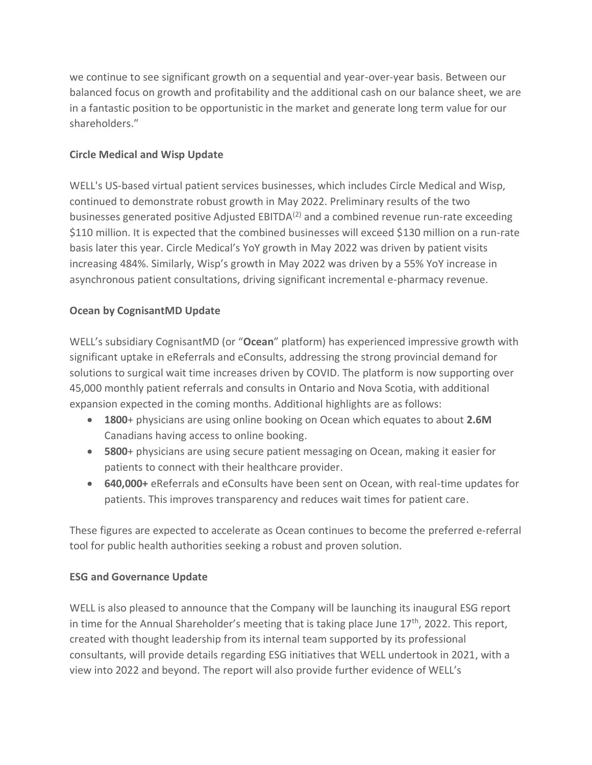we continue to see significant growth on a sequential and year-over-year basis. Between our balanced focus on growth and profitability and the additional cash on our balance sheet, we are in a fantastic position to be opportunistic in the market and generate long term value for our shareholders."

**Circle Medical and Wisp Update**

WELL's US-based virtual patient services businesses, which includes Circle Medical and Wisp, continued to demonstrate robust growth in May 2022. Preliminary results of the two businesses generated positive Adjusted EBITDA(2) and a combined revenue run-rate exceeding $110 million. It is expected that the combined businesses will exceed $130 million on a run-rate basis later this year. Circle Medical's YoY growth in May 2022 was driven by patient visits increasing 484%. Similarly, Wisp's growth in May 2022 was driven by a 55% YoY increase in asynchronous patient consultations, driving significant incremental e-pharmacy revenue.

**Ocean by CognisantMD Update**

WELL's subsidiary CognisantMD (or "**Ocean**" platform) has experienced impressive growth with significant uptake in eReferrals and eConsults, addressing the strong provincial demand for solutions to surgical wait time increases driven by COVID. The platform is now supporting over 45,000 monthly patient referrals and consults in Ontario and Nova Scotia, with additional expansion expected in the coming months. Additional highlights are as follows:

- **1800**+ physicians are using online booking on Ocean which equates to about **2.6M** Canadians having access to online booking.
- **5800**+ physicians are using secure patient messaging on Ocean, making it easier for patients to connect with their healthcare provider.
- **640,000+** eReferrals and eConsults have been sent on Ocean, with real-time updates for patients. This improves transparency and reduces wait times for patient care.

These figures are expected to accelerate as Ocean continues to become the preferred e-referral tool for public health authorities seeking a robust and proven solution.

**ESG and Governance Update**

WELL is also pleased to announce that the Company will be launching its inaugural ESG report in time for the Annual Shareholder's meeting that is taking place June 17th, 2022. This report, created with thought leadership from its internal team supported by its professional consultants, will provide details regarding ESG initiatives that WELL undertook in 2021, with a view into 2022 and beyond. The report will also provide further evidence of WELL's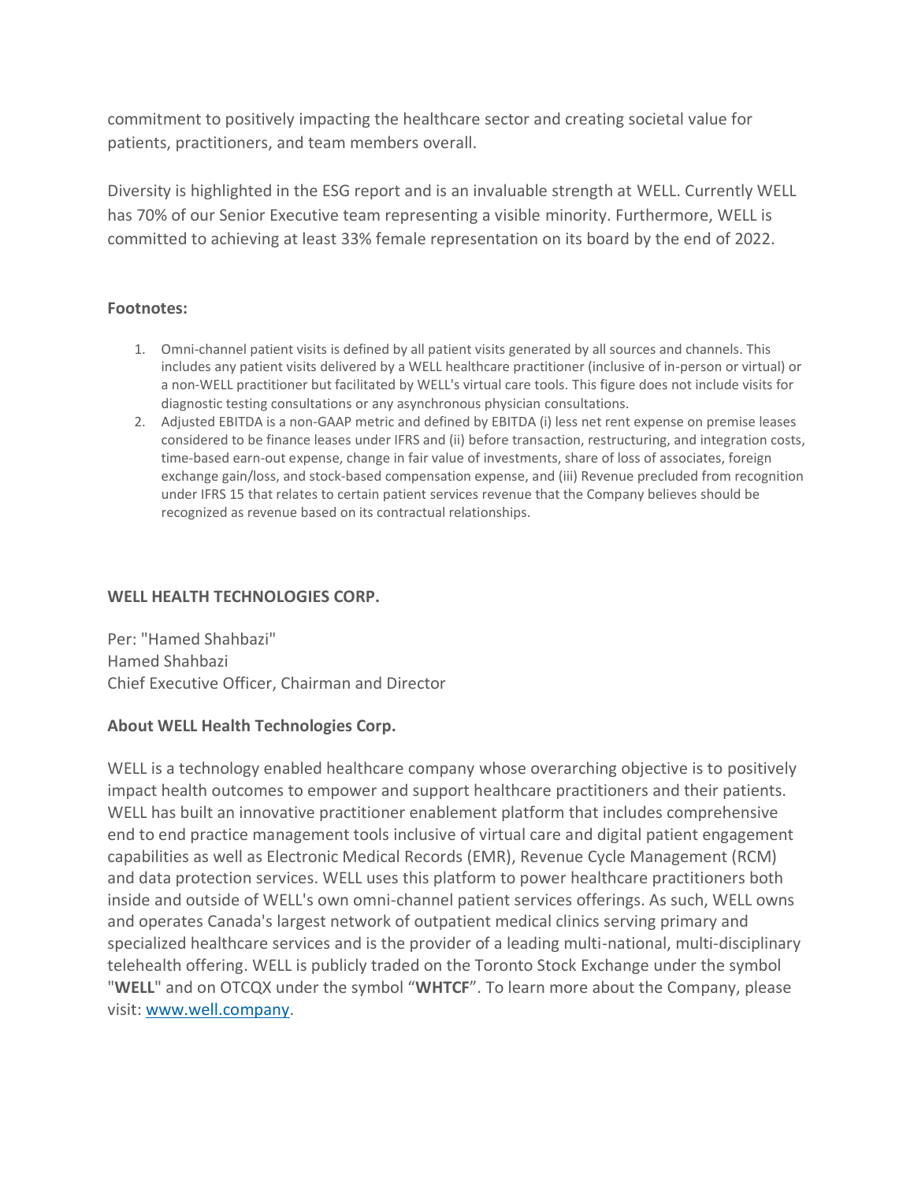commitment to positively impacting the healthcare sector and creating societal value for patients, practitioners, and team members overall.

Diversity is highlighted in the ESG report and is an invaluable strength at WELL. Currently WELL has 70% of our Senior Executive team representing a visible minority. Furthermore, WELL is committed to achieving at least 33% female representation on its board by the end of 2022.

**Footnotes:**

1. Omni-channel patient visits is defined by all patient visits generated by all sources and channels. This includes any patient visits delivered by a WELL healthcare practitioner (inclusive of in-person or virtual) or a non-WELL practitioner but facilitated by WELL's virtual care tools. This figure does not include visits for diagnostic testing consultations or any asynchronous physician consultations.
2. Adjusted EBITDA is a non-GAAP metric and defined by EBITDA (i) less net rent expense on premise leases considered to be finance leases under IFRS and (ii) before transaction, restructuring, and integration costs, time-based earn-out expense, change in fair value of investments, share of loss of associates, foreign exchange gain/loss, and stock-based compensation expense, and (iii) Revenue precluded from recognition under IFRS 15 that relates to certain patient services revenue that the Company believes should be recognized as revenue based on its contractual relationships.

**WELL HEALTH TECHNOLOGIES CORP.**

Per: "Hamed Shahbazi"
Hamed Shahbazi
Chief Executive Officer, Chairman and Director

**About WELL Health Technologies Corp.**

WELL is a technology enabled healthcare company whose overarching objective is to positively impact health outcomes to empower and support healthcare practitioners and their patients. WELL has built an innovative practitioner enablement platform that includes comprehensive end to end practice management tools inclusive of virtual care and digital patient engagement capabilities as well as Electronic Medical Records (EMR), Revenue Cycle Management (RCM) and data protection services. WELL uses this platform to power healthcare practitioners both inside and outside of WELL's own omni-channel patient services offerings. As such, WELL owns and operates Canada's largest network of outpatient medical clinics serving primary and specialized healthcare services and is the provider of a leading multi-national, multi-disciplinary telehealth offering. WELL is publicly traded on the Toronto Stock Exchange under the symbol "**WELL**" and on OTCQX under the symbol "**WHTCF**". To learn more about the Company, please visit: [www.well.company](http://www.well.company).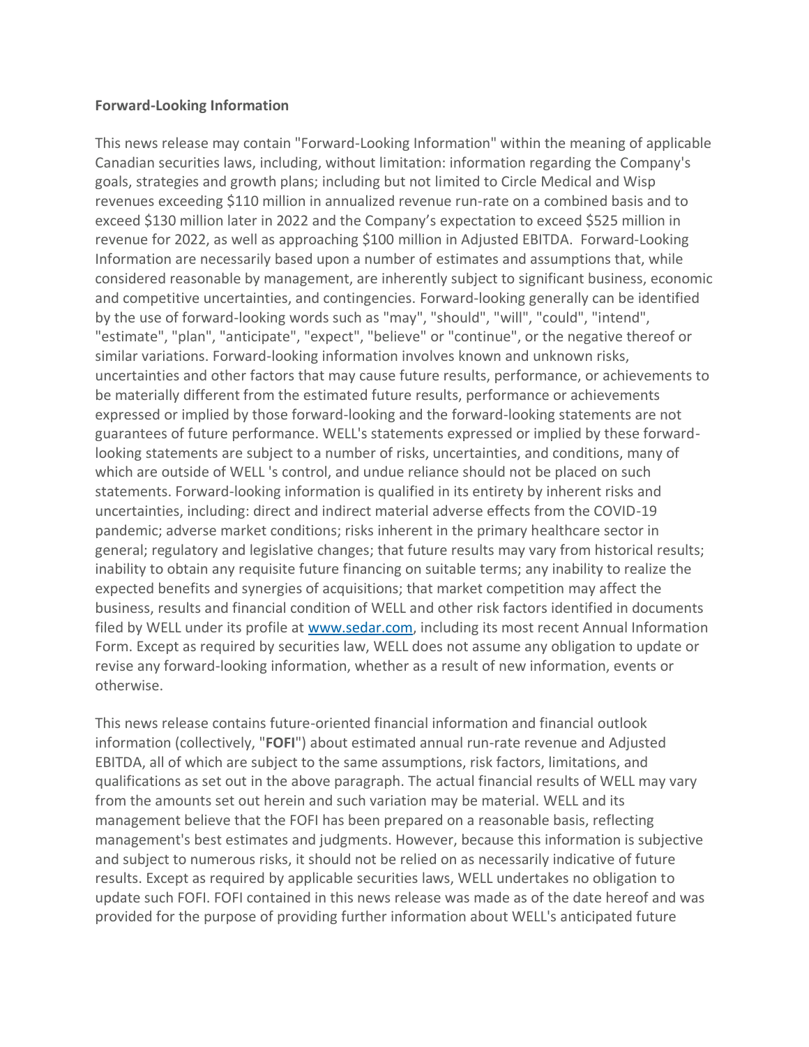**Forward-Looking Information**

This news release may contain "Forward-Looking Information" within the meaning of applicable Canadian securities laws, including, without limitation: information regarding the Company's goals, strategies and growth plans; including but not limited to Circle Medical and Wisp revenues exceeding $110 million in annualized revenue run-rate on a combined basis and to exceed $130 million later in 2022 and the Company's expectation to exceed $525 million in revenue for 2022, as well as approaching $100 million in Adjusted EBITDA. Forward-Looking Information are necessarily based upon a number of estimates and assumptions that, while considered reasonable by management, are inherently subject to significant business, economic and competitive uncertainties, and contingencies. Forward-looking generally can be identified by the use of forward-looking words such as "may", "should", "will", "could", "intend", "estimate", "plan", "anticipate", "expect", "believe" or "continue", or the negative thereof or similar variations. Forward-looking information involves known and unknown risks, uncertainties and other factors that may cause future results, performance, or achievements to be materially different from the estimated future results, performance or achievements expressed or implied by those forward-looking and the forward-looking statements are not guarantees of future performance. WELL's statements expressed or implied by these forward-looking statements are subject to a number of risks, uncertainties, and conditions, many of which are outside of WELL 's control, and undue reliance should not be placed on such statements. Forward-looking information is qualified in its entirety by inherent risks and uncertainties, including: direct and indirect material adverse effects from the COVID-19 pandemic; adverse market conditions; risks inherent in the primary healthcare sector in general; regulatory and legislative changes; that future results may vary from historical results; inability to obtain any requisite future financing on suitable terms; any inability to realize the expected benefits and synergies of acquisitions; that market competition may affect the business, results and financial condition of WELL and other risk factors identified in documents filed by WELL under its profile at [www.sedar.com](http://www.sedar.com), including its most recent Annual Information Form. Except as required by securities law, WELL does not assume any obligation to update or revise any forward-looking information, whether as a result of new information, events or otherwise.

This news release contains future-oriented financial information and financial outlook information (collectively, "**FOFI**") about estimated annual run-rate revenue and Adjusted EBITDA, all of which are subject to the same assumptions, risk factors, limitations, and qualifications as set out in the above paragraph. The actual financial results of WELL may vary from the amounts set out herein and such variation may be material. WELL and its management believe that the FOFI has been prepared on a reasonable basis, reflecting management's best estimates and judgments. However, because this information is subjective and subject to numerous risks, it should not be relied on as necessarily indicative of future results. Except as required by applicable securities laws, WELL undertakes no obligation to update such FOFI. FOFI contained in this news release was made as of the date hereof and was provided for the purpose of providing further information about WELL's anticipated future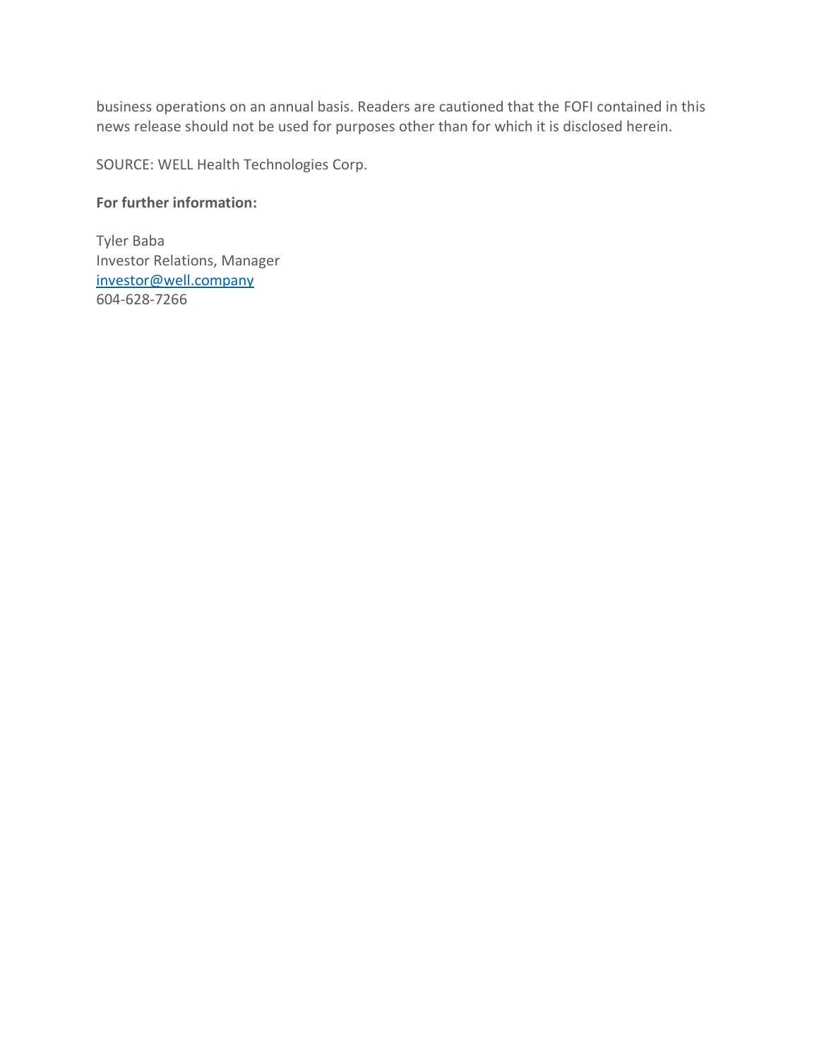business operations on an annual basis. Readers are cautioned that the FOFI contained in this news release should not be used for purposes other than for which it is disclosed herein.

SOURCE: WELL Health Technologies Corp.

**For further information:**

Tyler Baba
Investor Relations, Manager
investor@well.company
604-628-7266